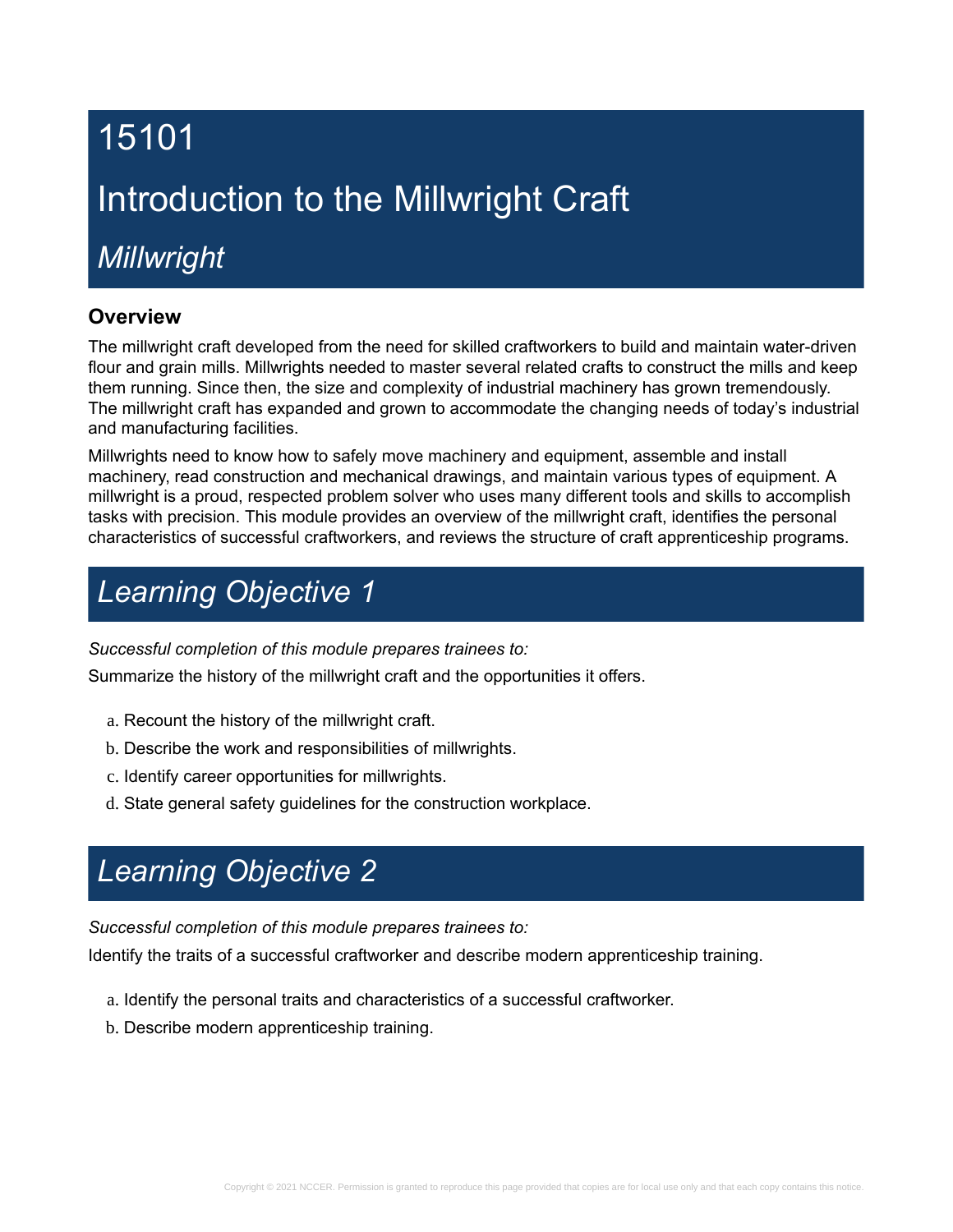# 15101

# Introduction to the Millwright Craft

## *Millwright*

### Overview

The millwright craft developed from the need for skilled craftworkers to build and maintain water-driven flour and grain mills. Millwrights needed to master several related crafts to construct the mills and keep them running. Since then, the size and complexity of industrial machinery has grown tremendously. The millwright craft has expanded and grown to accommodate the changing needs of today's industrial and manufacturing facilities.

Millwrights need to know how to safely move machinery and equipment, assemble and install machinery, read construction and mechanical drawings, and maintain various types of equipment. A millwright is a proud, respected problem solver who uses many different tools and skills to accomplish tasks with precision. This module provides an overview of the millwright craft, identifies the personal characteristics of successful craftworkers, and reviews the structure of craft apprenticeship programs.

## *Learning Objective 1*

*Successful completion of this module prepares trainees to:*

Summarize the history of the millwright craft and the opportunities it offers.

a. Recount the history of the millwright craft.
b. Describe the work and responsibilities of millwrights.
c. Identify career opportunities for millwrights.
d. State general safety guidelines for the construction workplace.

## *Learning Objective 2*

*Successful completion of this module prepares trainees to:*

Identify the traits of a successful craftworker and describe modern apprenticeship training.

a. Identify the personal traits and characteristics of a successful craftworker.
b. Describe modern apprenticeship training.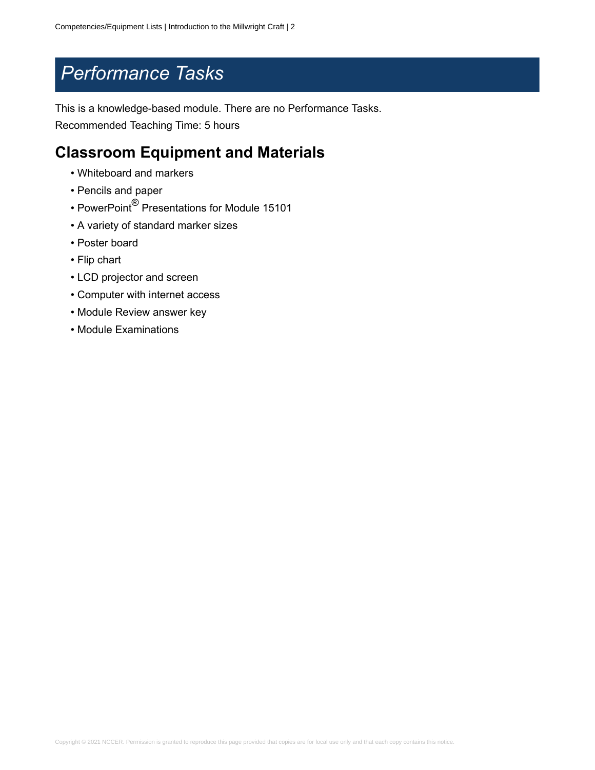# *Performance Tasks*

This is a knowledge-based module. There are no Performance Tasks.

Recommended Teaching Time: 5 hours

## Classroom Equipment and Materials

- Whiteboard and markers
- Pencils and paper
- PowerPoint® Presentations for Module 15101
- A variety of standard marker sizes
- Poster board
- Flip chart
- LCD projector and screen
- Computer with internet access
- Module Review answer key
- Module Examinations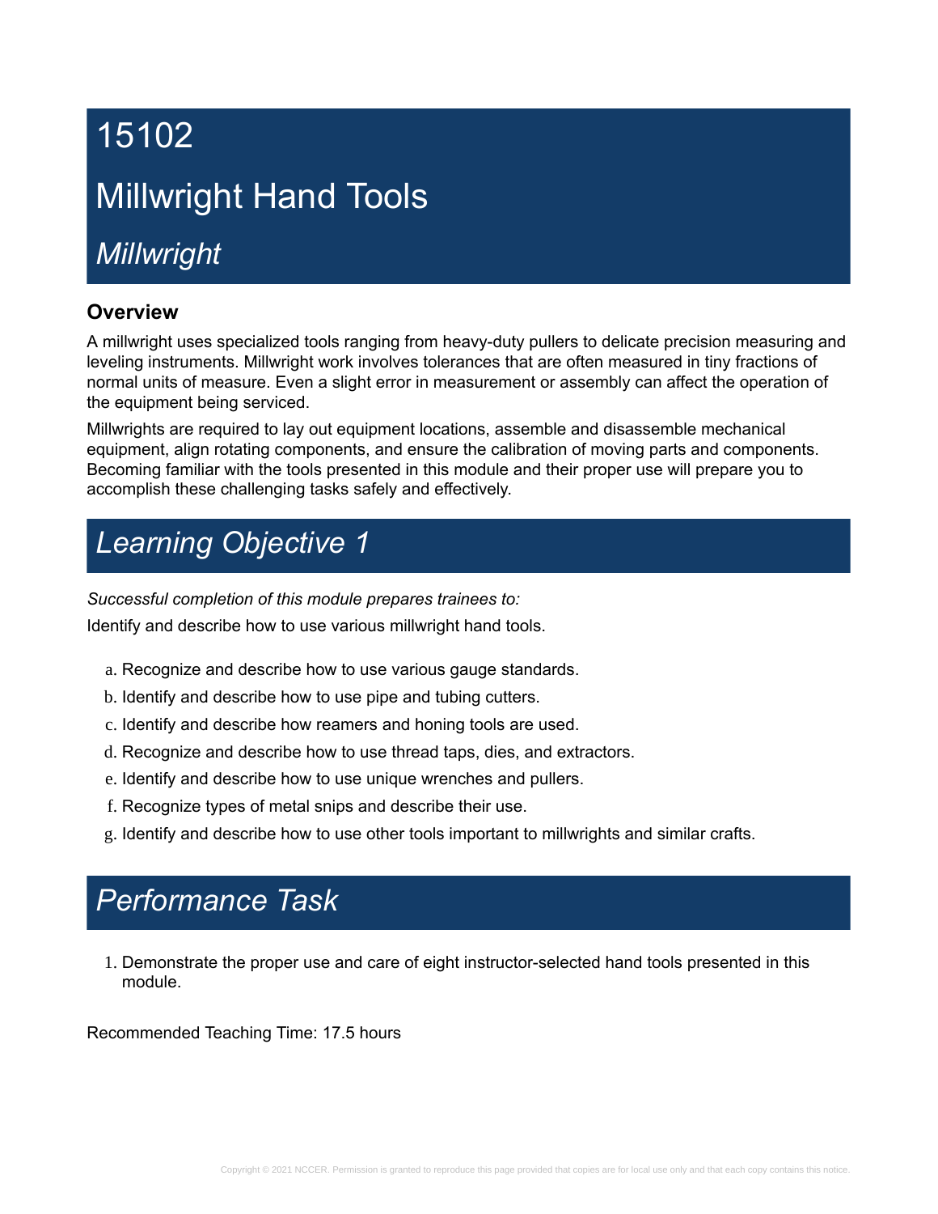# 15102

# Millwright Hand Tools

## *Millwright*

### Overview

A millwright uses specialized tools ranging from heavy-duty pullers to delicate precision measuring and leveling instruments. Millwright work involves tolerances that are often measured in tiny fractions of normal units of measure. Even a slight error in measurement or assembly can affect the operation of the equipment being serviced.

Millwrights are required to lay out equipment locations, assemble and disassemble mechanical equipment, align rotating components, and ensure the calibration of moving parts and components. Becoming familiar with the tools presented in this module and their proper use will prepare you to accomplish these challenging tasks safely and effectively.

## *Learning Objective 1*

*Successful completion of this module prepares trainees to:*

Identify and describe how to use various millwright hand tools.

a. Recognize and describe how to use various gauge standards.
b. Identify and describe how to use pipe and tubing cutters.
c. Identify and describe how reamers and honing tools are used.
d. Recognize and describe how to use thread taps, dies, and extractors.
e. Identify and describe how to use unique wrenches and pullers.
f. Recognize types of metal snips and describe their use.
g. Identify and describe how to use other tools important to millwrights and similar crafts.

## *Performance Task*

1. Demonstrate the proper use and care of eight instructor-selected hand tools presented in this module.

Recommended Teaching Time: 17.5 hours

Copyright © 2021 NCCER. Permission is granted to reproduce this page provided that copies are for local use only and that each copy contains this notice.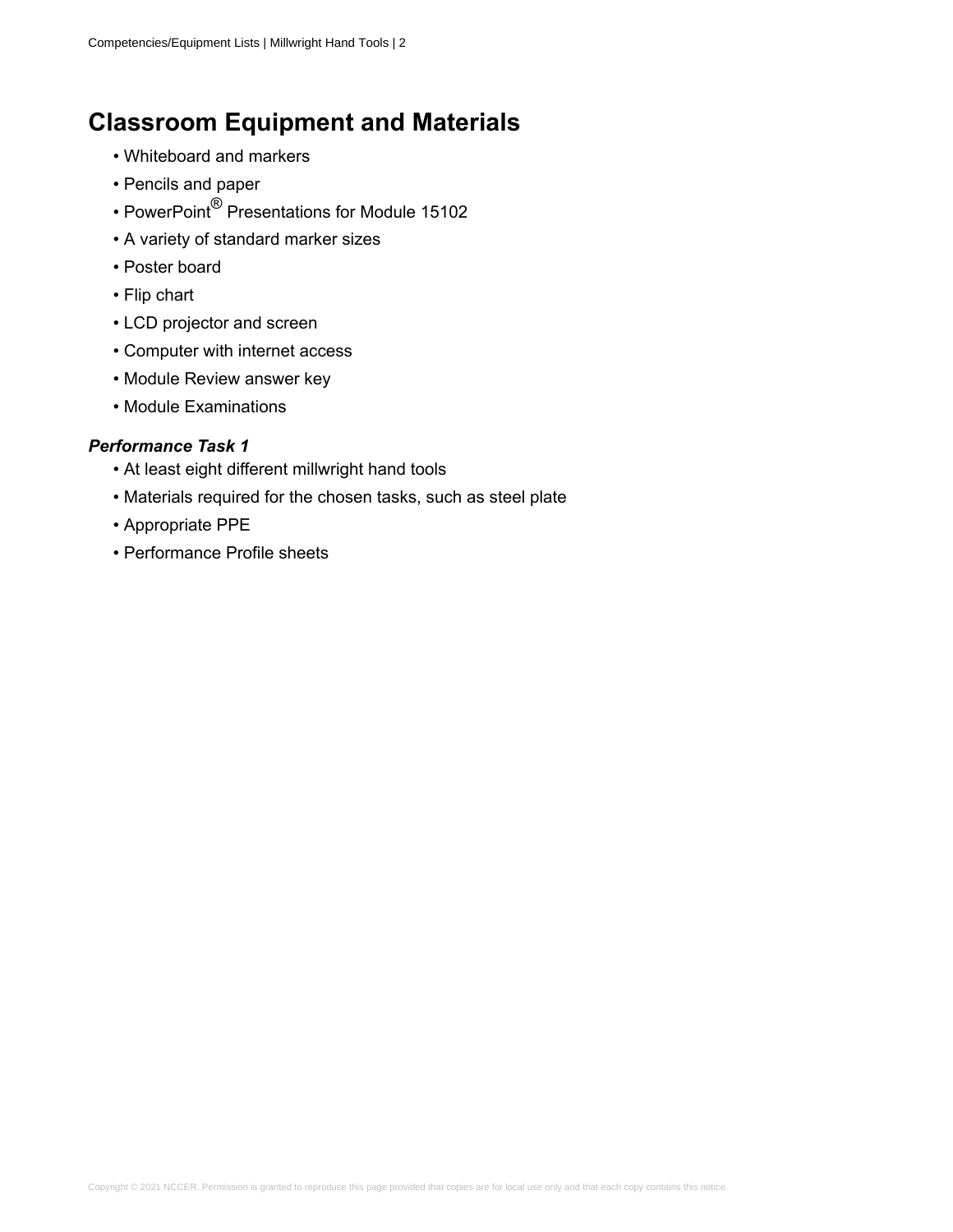## Classroom Equipment and Materials

- Whiteboard and markers
- Pencils and paper
- PowerPoint® Presentations for Module 15102
- A variety of standard marker sizes
- Poster board
- Flip chart
- LCD projector and screen
- Computer with internet access
- Module Review answer key
- Module Examinations

***Performance Task 1***

- At least eight different millwright hand tools
- Materials required for the chosen tasks, such as steel plate
- Appropriate PPE
- Performance Profile sheets

Copyright © 2021 NCCER. Permission is granted to reproduce this page provided that copies are for local use only and that each copy contains this notice.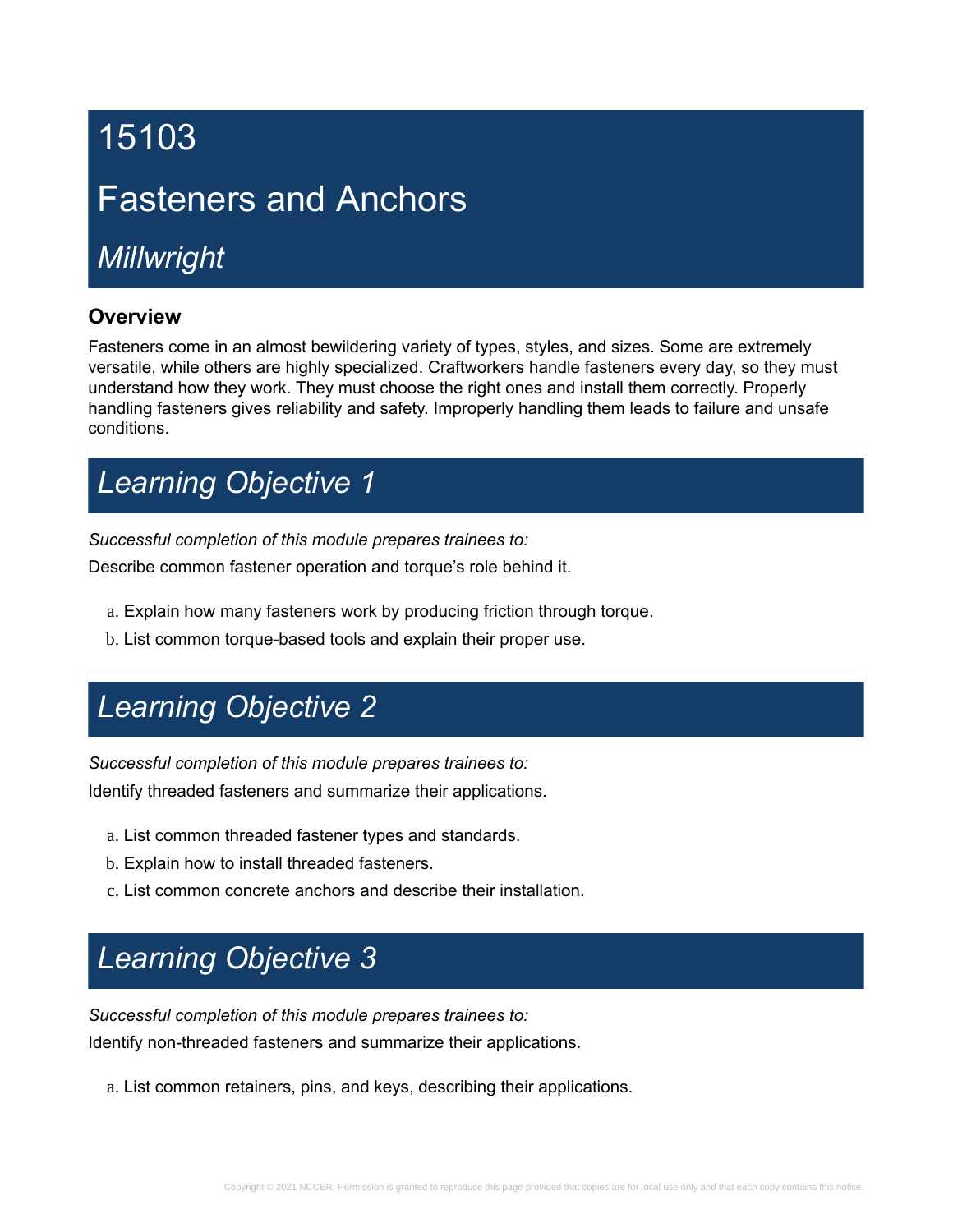# 15103

# Fasteners and Anchors

## *Millwright*

### Overview

Fasteners come in an almost bewildering variety of types, styles, and sizes. Some are extremely versatile, while others are highly specialized. Craftworkers handle fasteners every day, so they must understand how they work. They must choose the right ones and install them correctly. Properly handling fasteners gives reliability and safety. Improperly handling them leads to failure and unsafe conditions.

## *Learning Objective 1*

*Successful completion of this module prepares trainees to:*

Describe common fastener operation and torque's role behind it.

a. Explain how many fasteners work by producing friction through torque.
b. List common torque-based tools and explain their proper use.

## *Learning Objective 2*

*Successful completion of this module prepares trainees to:*

Identify threaded fasteners and summarize their applications.

a. List common threaded fastener types and standards.
b. Explain how to install threaded fasteners.
c. List common concrete anchors and describe their installation.

## *Learning Objective 3*

*Successful completion of this module prepares trainees to:*

Identify non-threaded fasteners and summarize their applications.

a. List common retainers, pins, and keys, describing their applications.

Copyright © 2021 NCCER. Permission is granted to reproduce this page provided that copies are for local use only and that each copy contains this notice.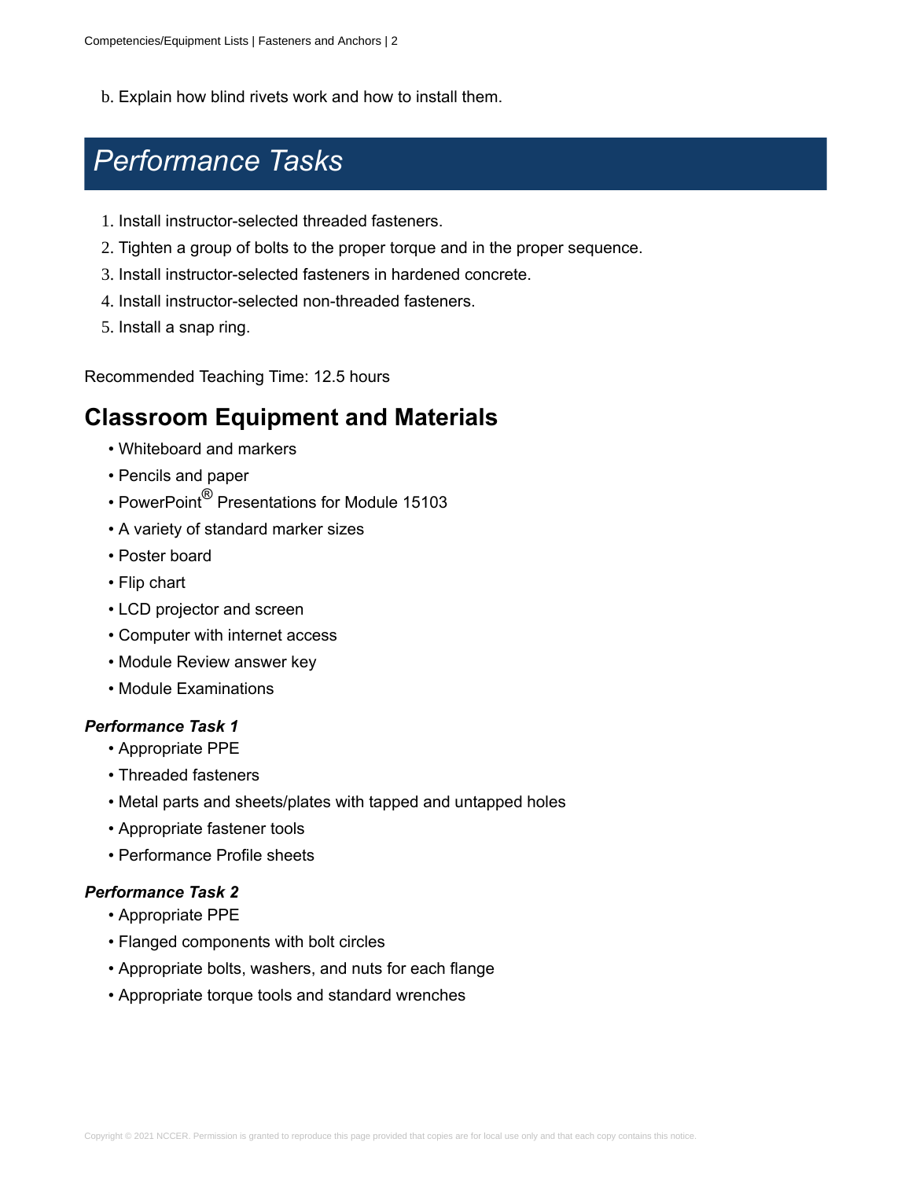b. Explain how blind rivets work and how to install them.

# Performance Tasks

1. Install instructor-selected threaded fasteners.
2. Tighten a group of bolts to the proper torque and in the proper sequence.
3. Install instructor-selected fasteners in hardened concrete.
4. Install instructor-selected non-threaded fasteners.
5. Install a snap ring.

Recommended Teaching Time: 12.5 hours

## Classroom Equipment and Materials

- Whiteboard and markers
- Pencils and paper
- PowerPoint® Presentations for Module 15103
- A variety of standard marker sizes
- Poster board
- Flip chart
- LCD projector and screen
- Computer with internet access
- Module Review answer key
- Module Examinations

### *Performance Task 1*

- Appropriate PPE
- Threaded fasteners
- Metal parts and sheets/plates with tapped and untapped holes
- Appropriate fastener tools
- Performance Profile sheets

### *Performance Task 2*

- Appropriate PPE
- Flanged components with bolt circles
- Appropriate bolts, washers, and nuts for each flange
- Appropriate torque tools and standard wrenches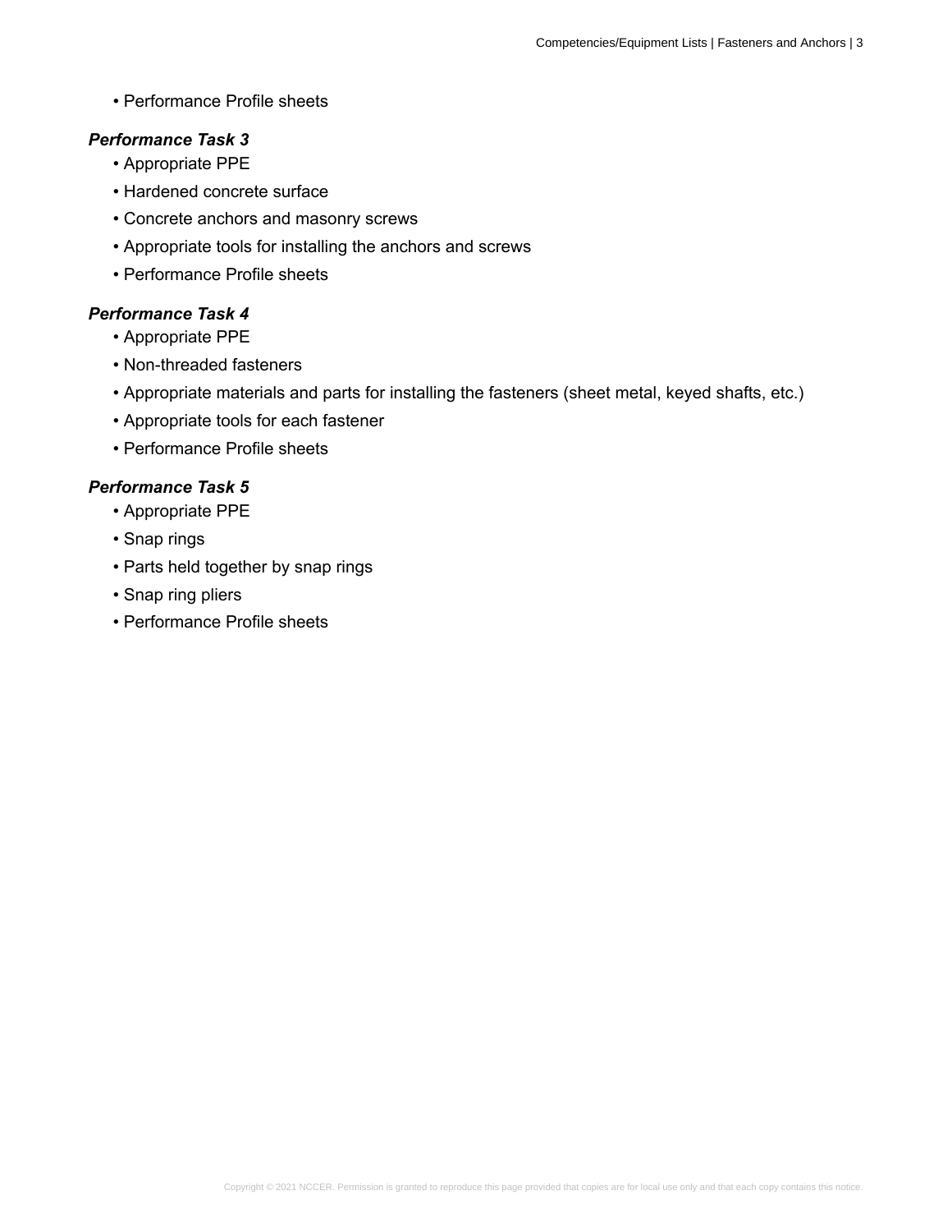- Performance Profile sheets

***Performance Task 3***

- Appropriate PPE
- Hardened concrete surface
- Concrete anchors and masonry screws
- Appropriate tools for installing the anchors and screws
- Performance Profile sheets

***Performance Task 4***

- Appropriate PPE
- Non-threaded fasteners
- Appropriate materials and parts for installing the fasteners (sheet metal, keyed shafts, etc.)
- Appropriate tools for each fastener
- Performance Profile sheets

***Performance Task 5***

- Appropriate PPE
- Snap rings
- Parts held together by snap rings
- Snap ring pliers
- Performance Profile sheets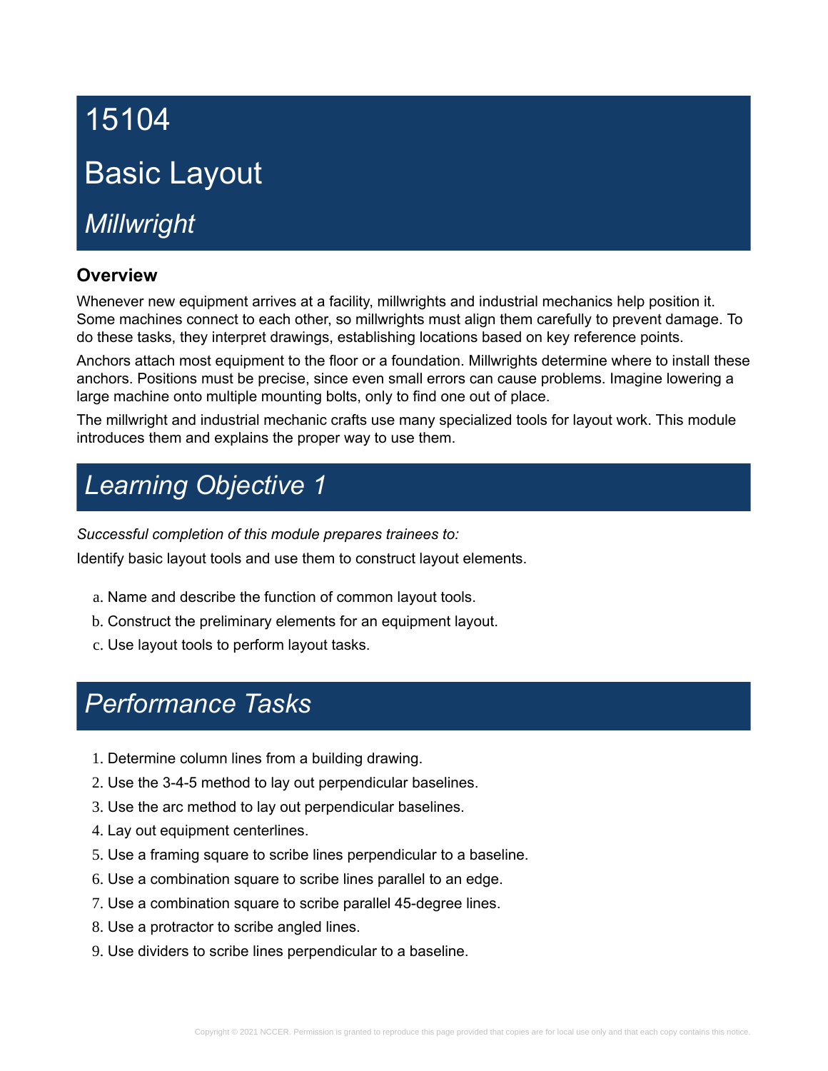# 15104

# Basic Layout

## *Millwright*

### Overview

Whenever new equipment arrives at a facility, millwrights and industrial mechanics help position it. Some machines connect to each other, so millwrights must align them carefully to prevent damage. To do these tasks, they interpret drawings, establishing locations based on key reference points.

Anchors attach most equipment to the floor or a foundation. Millwrights determine where to install these anchors. Positions must be precise, since even small errors can cause problems. Imagine lowering a large machine onto multiple mounting bolts, only to find one out of place.

The millwright and industrial mechanic crafts use many specialized tools for layout work. This module introduces them and explains the proper way to use them.

## *Learning Objective 1*

*Successful completion of this module prepares trainees to:*

Identify basic layout tools and use them to construct layout elements.

a. Name and describe the function of common layout tools.
b. Construct the preliminary elements for an equipment layout.
c. Use layout tools to perform layout tasks.

## *Performance Tasks*

1. Determine column lines from a building drawing.
2. Use the 3-4-5 method to lay out perpendicular baselines.
3. Use the arc method to lay out perpendicular baselines.
4. Lay out equipment centerlines.
5. Use a framing square to scribe lines perpendicular to a baseline.
6. Use a combination square to scribe lines parallel to an edge.
7. Use a combination square to scribe parallel 45-degree lines.
8. Use a protractor to scribe angled lines.
9. Use dividers to scribe lines perpendicular to a baseline.

Copyright © 2021 NCCER. Permission is granted to reproduce this page provided that copies are for local use only and that each copy contains this notice.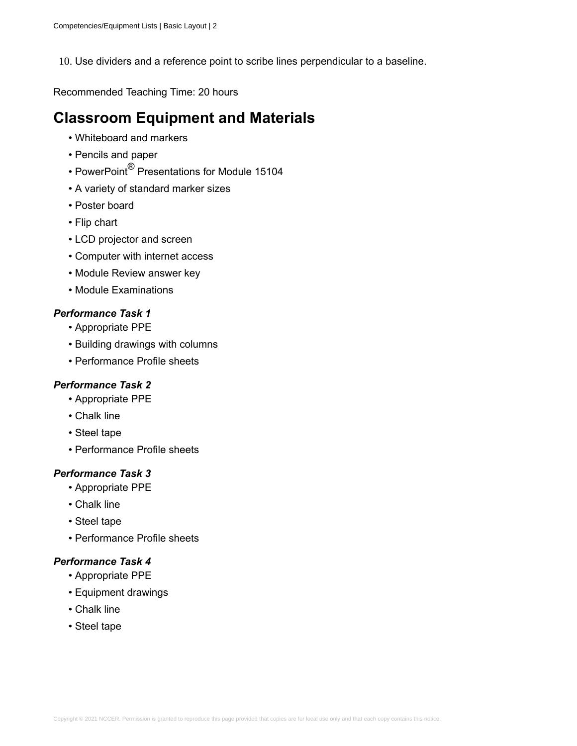10. Use dividers and a reference point to scribe lines perpendicular to a baseline.

Recommended Teaching Time: 20 hours

## Classroom Equipment and Materials

- Whiteboard and markers
- Pencils and paper
- PowerPoint® Presentations for Module 15104
- A variety of standard marker sizes
- Poster board
- Flip chart
- LCD projector and screen
- Computer with internet access
- Module Review answer key
- Module Examinations

***Performance Task 1***

- Appropriate PPE
- Building drawings with columns
- Performance Profile sheets

***Performance Task 2***

- Appropriate PPE
- Chalk line
- Steel tape
- Performance Profile sheets

***Performance Task 3***

- Appropriate PPE
- Chalk line
- Steel tape
- Performance Profile sheets

***Performance Task 4***

- Appropriate PPE
- Equipment drawings
- Chalk line
- Steel tape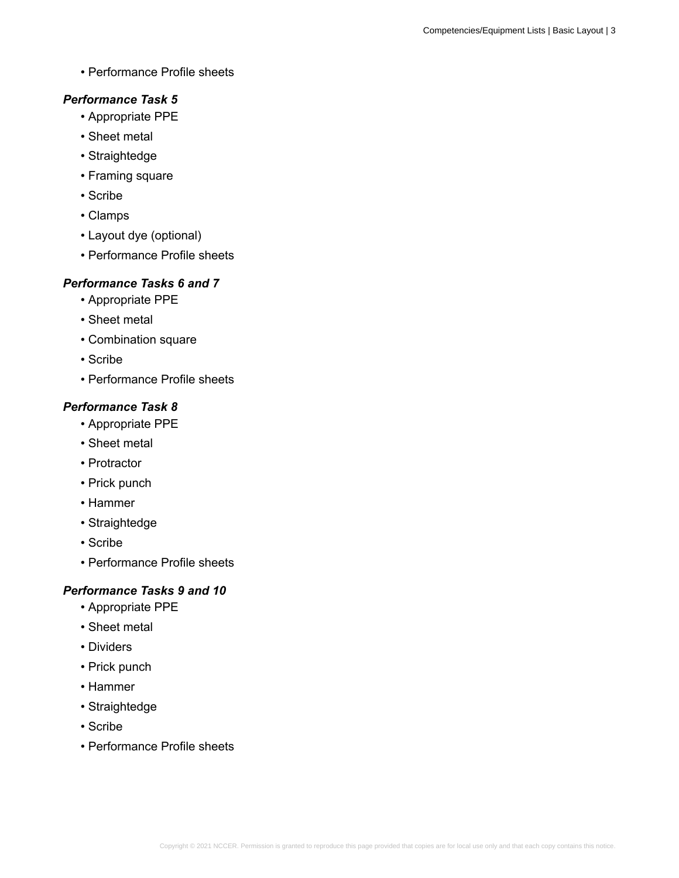- Performance Profile sheets

***Performance Task 5***

- Appropriate PPE
- Sheet metal
- Straightedge
- Framing square
- Scribe
- Clamps
- Layout dye (optional)
- Performance Profile sheets

***Performance Tasks 6 and 7***

- Appropriate PPE
- Sheet metal
- Combination square
- Scribe
- Performance Profile sheets

***Performance Task 8***

- Appropriate PPE
- Sheet metal
- Protractor
- Prick punch
- Hammer
- Straightedge
- Scribe
- Performance Profile sheets

***Performance Tasks 9 and 10***

- Appropriate PPE
- Sheet metal
- Dividers
- Prick punch
- Hammer
- Straightedge
- Scribe
- Performance Profile sheets

Copyright © 2021 NCCER. Permission is granted to reproduce this page provided that copies are for local use only and that each copy contains this notice.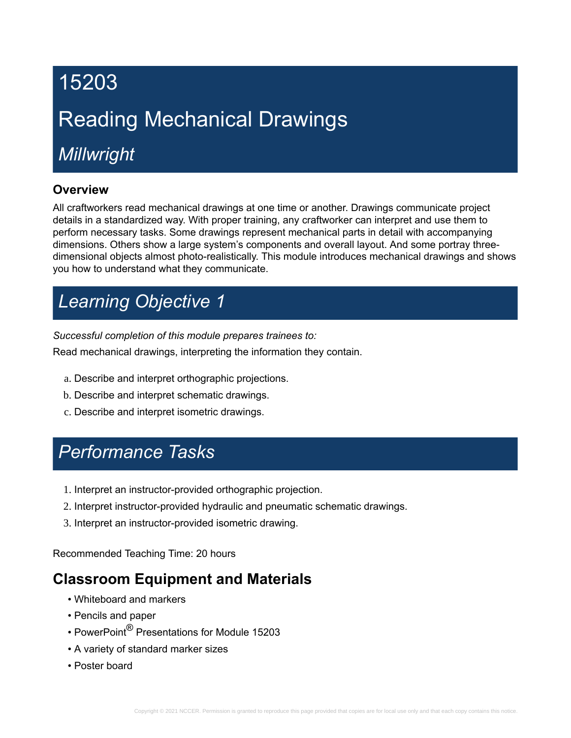# 15203

# Reading Mechanical Drawings

## *Millwright*

### Overview

All craftworkers read mechanical drawings at one time or another. Drawings communicate project details in a standardized way. With proper training, any craftworker can interpret and use them to perform necessary tasks. Some drawings represent mechanical parts in detail with accompanying dimensions. Others show a large system's components and overall layout. And some portray three-dimensional objects almost photo-realistically. This module introduces mechanical drawings and shows you how to understand what they communicate.

## *Learning Objective 1*

*Successful completion of this module prepares trainees to:*

Read mechanical drawings, interpreting the information they contain.

a. Describe and interpret orthographic projections.
b. Describe and interpret schematic drawings.
c. Describe and interpret isometric drawings.

## *Performance Tasks*

1. Interpret an instructor-provided orthographic projection.
2. Interpret instructor-provided hydraulic and pneumatic schematic drawings.
3. Interpret an instructor-provided isometric drawing.

Recommended Teaching Time: 20 hours

## Classroom Equipment and Materials

- Whiteboard and markers
- Pencils and paper
- PowerPoint® Presentations for Module 15203
- A variety of standard marker sizes
- Poster board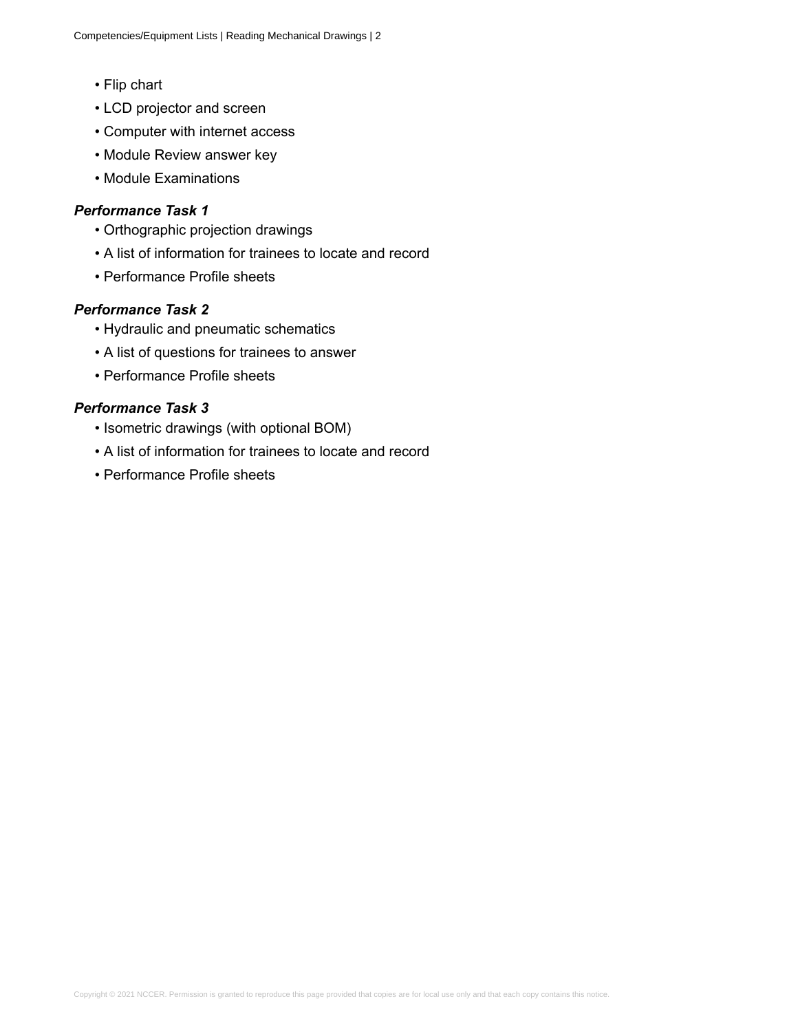- Flip chart
- LCD projector and screen
- Computer with internet access
- Module Review answer key
- Module Examinations

***Performance Task 1***

- Orthographic projection drawings
- A list of information for trainees to locate and record
- Performance Profile sheets

***Performance Task 2***

- Hydraulic and pneumatic schematics
- A list of questions for trainees to answer
- Performance Profile sheets

***Performance Task 3***

- Isometric drawings (with optional BOM)
- A list of information for trainees to locate and record
- Performance Profile sheets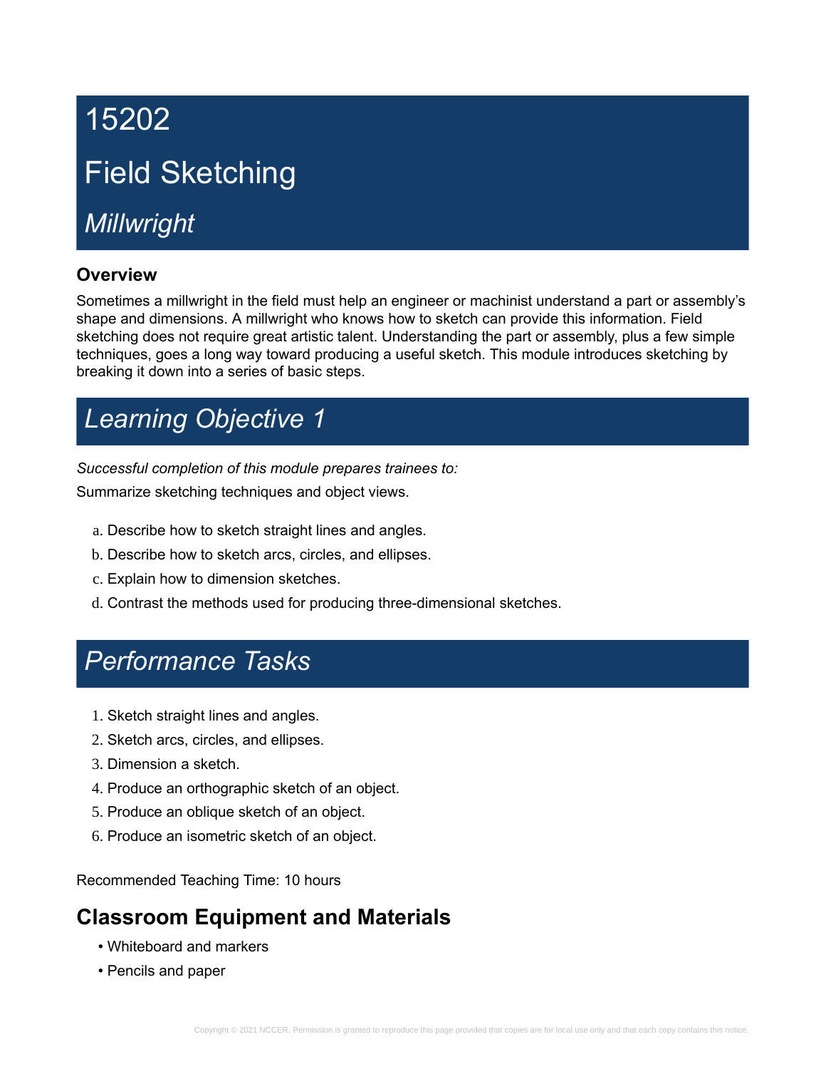# 15202

# Field Sketching

## *Millwright*

### Overview

Sometimes a millwright in the field must help an engineer or machinist understand a part or assembly's shape and dimensions. A millwright who knows how to sketch can provide this information. Field sketching does not require great artistic talent. Understanding the part or assembly, plus a few simple techniques, goes a long way toward producing a useful sketch. This module introduces sketching by breaking it down into a series of basic steps.

## *Learning Objective 1*

*Successful completion of this module prepares trainees to:*

Summarize sketching techniques and object views.

a. Describe how to sketch straight lines and angles.
b. Describe how to sketch arcs, circles, and ellipses.
c. Explain how to dimension sketches.
d. Contrast the methods used for producing three-dimensional sketches.

## *Performance Tasks*

1. Sketch straight lines and angles.
2. Sketch arcs, circles, and ellipses.
3. Dimension a sketch.
4. Produce an orthographic sketch of an object.
5. Produce an oblique sketch of an object.
6. Produce an isometric sketch of an object.

Recommended Teaching Time: 10 hours

## Classroom Equipment and Materials

- Whiteboard and markers
- Pencils and paper

Copyright © 2021 NCCER. Permission is granted to reproduce this page provided that copies are for local use only and that each copy contains this notice.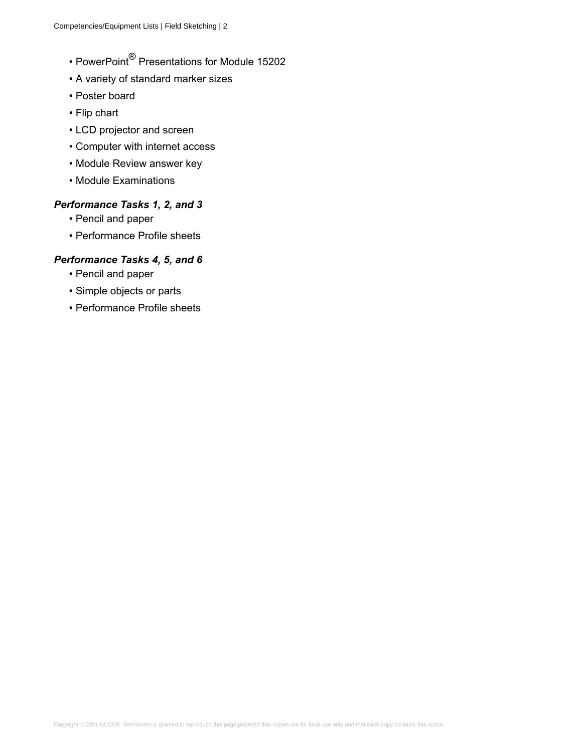- PowerPoint® Presentations for Module 15202
- A variety of standard marker sizes
- Poster board
- Flip chart
- LCD projector and screen
- Computer with internet access
- Module Review answer key
- Module Examinations

***Performance Tasks 1, 2, and 3***

- Pencil and paper
- Performance Profile sheets

***Performance Tasks 4, 5, and 6***

- Pencil and paper
- Simple objects or parts
- Performance Profile sheets

Copyright © 2021 NCCER. Permission is granted to reproduce this page provided that copies are for local use only and that each copy contains this notice.